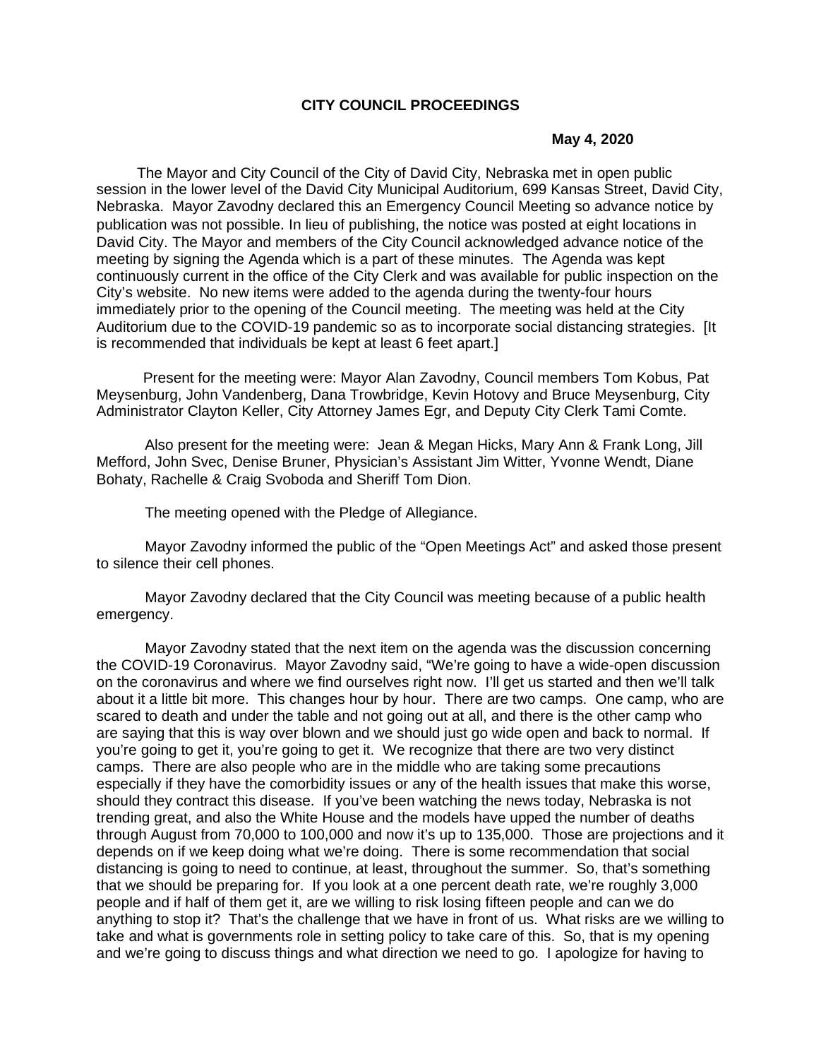**CITY COUNCIL PROCEEDINGS**

**May 4, 2020**

The Mayor and City Council of the City of David City, Nebraska met in open public session in the lower level of the David City Municipal Auditorium, 699 Kansas Street, David City, Nebraska. Mayor Zavodny declared this an Emergency Council Meeting so advance notice by publication was not possible. In lieu of publishing, the notice was posted at eight locations in David City. The Mayor and members of the City Council acknowledged advance notice of the meeting by signing the Agenda which is a part of these minutes. The Agenda was kept continuously current in the office of the City Clerk and was available for public inspection on the City's website. No new items were added to the agenda during the twenty-four hours immediately prior to the opening of the Council meeting. The meeting was held at the City Auditorium due to the COVID-19 pandemic so as to incorporate social distancing strategies. [It is recommended that individuals be kept at least 6 feet apart.]

Present for the meeting were: Mayor Alan Zavodny, Council members Tom Kobus, Pat Meysenburg, John Vandenberg, Dana Trowbridge, Kevin Hotovy and Bruce Meysenburg, City Administrator Clayton Keller, City Attorney James Egr, and Deputy City Clerk Tami Comte.

Also present for the meeting were: Jean & Megan Hicks, Mary Ann & Frank Long, Jill Mefford, John Svec, Denise Bruner, Physician's Assistant Jim Witter, Yvonne Wendt, Diane Bohaty, Rachelle & Craig Svoboda and Sheriff Tom Dion.

The meeting opened with the Pledge of Allegiance.

Mayor Zavodny informed the public of the "Open Meetings Act" and asked those present to silence their cell phones.

Mayor Zavodny declared that the City Council was meeting because of a public health emergency.

Mayor Zavodny stated that the next item on the agenda was the discussion concerning the COVID-19 Coronavirus. Mayor Zavodny said, "We're going to have a wide-open discussion on the coronavirus and where we find ourselves right now. I'll get us started and then we'll talk about it a little bit more. This changes hour by hour. There are two camps. One camp, who are scared to death and under the table and not going out at all, and there is the other camp who are saying that this is way over blown and we should just go wide open and back to normal. If you're going to get it, you're going to get it. We recognize that there are two very distinct camps. There are also people who are in the middle who are taking some precautions especially if they have the comorbidity issues or any of the health issues that make this worse, should they contract this disease. If you've been watching the news today, Nebraska is not trending great, and also the White House and the models have upped the number of deaths through August from 70,000 to 100,000 and now it's up to 135,000. Those are projections and it depends on if we keep doing what we're doing. There is some recommendation that social distancing is going to need to continue, at least, throughout the summer. So, that's something that we should be preparing for. If you look at a one percent death rate, we're roughly 3,000 people and if half of them get it, are we willing to risk losing fifteen people and can we do anything to stop it? That's the challenge that we have in front of us. What risks are we willing to take and what is governments role in setting policy to take care of this. So, that is my opening and we're going to discuss things and what direction we need to go. I apologize for having to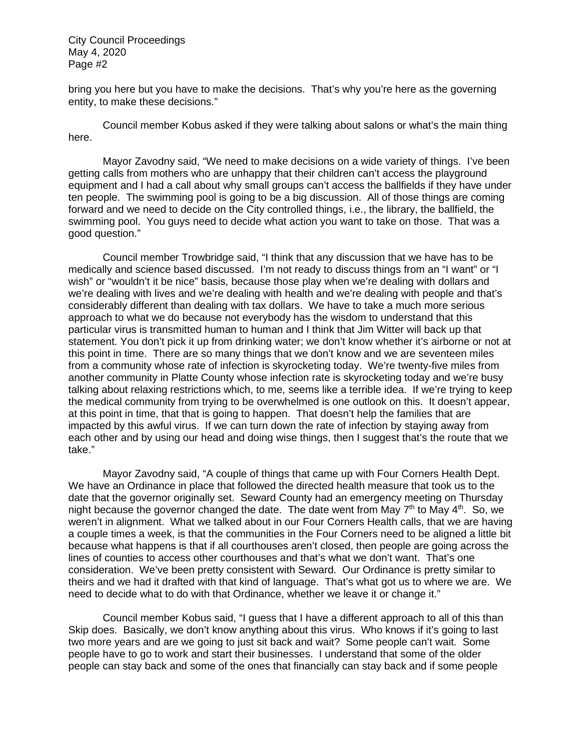bring you here but you have to make the decisions. That's why you're here as the governing entity, to make these decisions."

Council member Kobus asked if they were talking about salons or what's the main thing here.

Mayor Zavodny said, "We need to make decisions on a wide variety of things. I've been getting calls from mothers who are unhappy that their children can't access the playground equipment and I had a call about why small groups can't access the ballfields if they have under ten people. The swimming pool is going to be a big discussion. All of those things are coming forward and we need to decide on the City controlled things, i.e., the library, the ballfield, the swimming pool. You guys need to decide what action you want to take on those. That was a good question."

Council member Trowbridge said, "I think that any discussion that we have has to be medically and science based discussed. I'm not ready to discuss things from an "I want" or "I wish" or "wouldn't it be nice" basis, because those play when we're dealing with dollars and we're dealing with lives and we're dealing with health and we're dealing with people and that's considerably different than dealing with tax dollars. We have to take a much more serious approach to what we do because not everybody has the wisdom to understand that this particular virus is transmitted human to human and I think that Jim Witter will back up that statement. You don't pick it up from drinking water; we don't know whether it's airborne or not at this point in time. There are so many things that we don't know and we are seventeen miles from a community whose rate of infection is skyrocketing today. We're twenty-five miles from another community in Platte County whose infection rate is skyrocketing today and we're busy talking about relaxing restrictions which, to me, seems like a terrible idea. If we're trying to keep the medical community from trying to be overwhelmed is one outlook on this. It doesn't appear, at this point in time, that that is going to happen. That doesn't help the families that are impacted by this awful virus. If we can turn down the rate of infection by staying away from each other and by using our head and doing wise things, then I suggest that's the route that we take."

Mayor Zavodny said, "A couple of things that came up with Four Corners Health Dept. We have an Ordinance in place that followed the directed health measure that took us to the date that the governor originally set. Seward County had an emergency meeting on Thursday night because the governor changed the date. The date went from May 7th to May 4th. So, we weren't in alignment. What we talked about in our Four Corners Health calls, that we are having a couple times a week, is that the communities in the Four Corners need to be aligned a little bit because what happens is that if all courthouses aren't closed, then people are going across the lines of counties to access other courthouses and that's what we don't want. That's one consideration. We've been pretty consistent with Seward. Our Ordinance is pretty similar to theirs and we had it drafted with that kind of language. That's what got us to where we are. We need to decide what to do with that Ordinance, whether we leave it or change it."

Council member Kobus said, "I guess that I have a different approach to all of this than Skip does. Basically, we don't know anything about this virus. Who knows if it's going to last two more years and are we going to just sit back and wait? Some people can't wait. Some people have to go to work and start their businesses. I understand that some of the older people can stay back and some of the ones that financially can stay back and if some people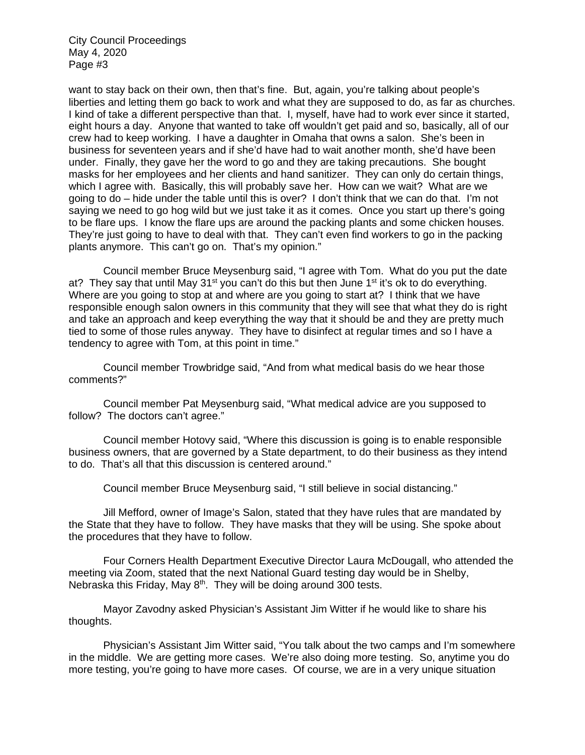want to stay back on their own, then that's fine. But, again, you're talking about people's liberties and letting them go back to work and what they are supposed to do, as far as churches. I kind of take a different perspective than that. I, myself, have had to work ever since it started, eight hours a day. Anyone that wanted to take off wouldn't get paid and so, basically, all of our crew had to keep working. I have a daughter in Omaha that owns a salon. She's been in business for seventeen years and if she'd have had to wait another month, she'd have been under. Finally, they gave her the word to go and they are taking precautions. She bought masks for her employees and her clients and hand sanitizer. They can only do certain things, which I agree with. Basically, this will probably save her. How can we wait? What are we going to do – hide under the table until this is over? I don't think that we can do that. I'm not saying we need to go hog wild but we just take it as it comes. Once you start up there's going to be flare ups. I know the flare ups are around the packing plants and some chicken houses. They're just going to have to deal with that. They can't even find workers to go in the packing plants anymore. This can't go on. That's my opinion."

Council member Bruce Meysenburg said, "I agree with Tom. What do you put the date at? They say that until May 31st you can't do this but then June 1st it's ok to do everything. Where are you going to stop at and where are you going to start at? I think that we have responsible enough salon owners in this community that they will see that what they do is right and take an approach and keep everything the way that it should be and they are pretty much tied to some of those rules anyway. They have to disinfect at regular times and so I have a tendency to agree with Tom, at this point in time."

Council member Trowbridge said, "And from what medical basis do we hear those comments?"

Council member Pat Meysenburg said, "What medical advice are you supposed to follow? The doctors can't agree."

Council member Hotovy said, "Where this discussion is going is to enable responsible business owners, that are governed by a State department, to do their business as they intend to do. That's all that this discussion is centered around."

Council member Bruce Meysenburg said, "I still believe in social distancing."

Jill Mefford, owner of Image's Salon, stated that they have rules that are mandated by the State that they have to follow. They have masks that they will be using. She spoke about the procedures that they have to follow.

Four Corners Health Department Executive Director Laura McDougall, who attended the meeting via Zoom, stated that the next National Guard testing day would be in Shelby, Nebraska this Friday, May 8th. They will be doing around 300 tests.

Mayor Zavodny asked Physician's Assistant Jim Witter if he would like to share his thoughts.

Physician's Assistant Jim Witter said, "You talk about the two camps and I'm somewhere in the middle. We are getting more cases. We're also doing more testing. So, anytime you do more testing, you're going to have more cases. Of course, we are in a very unique situation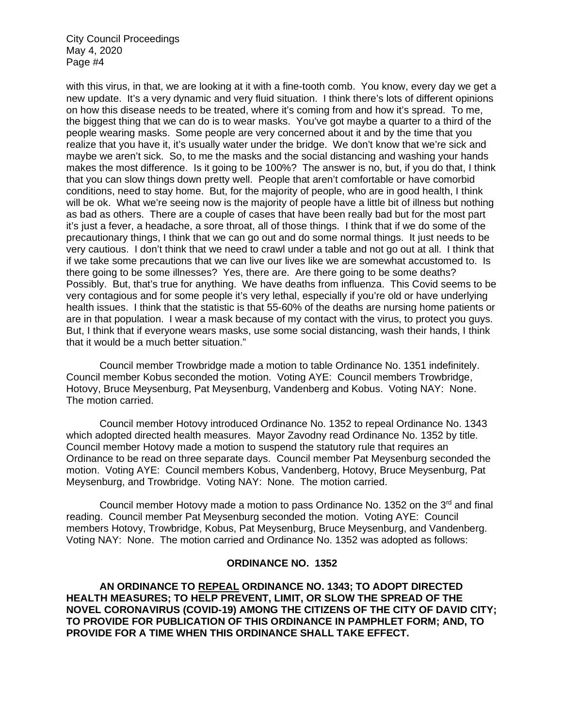with this virus, in that, we are looking at it with a fine-tooth comb. You know, every day we get a new update. It's a very dynamic and very fluid situation. I think there's lots of different opinions on how this disease needs to be treated, where it's coming from and how it's spread. To me, the biggest thing that we can do is to wear masks. You've got maybe a quarter to a third of the people wearing masks. Some people are very concerned about it and by the time that you realize that you have it, it's usually water under the bridge. We don't know that we're sick and maybe we aren't sick. So, to me the masks and the social distancing and washing your hands makes the most difference. Is it going to be 100%? The answer is no, but, if you do that, I think that you can slow things down pretty well. People that aren't comfortable or have comorbid conditions, need to stay home. But, for the majority of people, who are in good health, I think will be ok. What we're seeing now is the majority of people have a little bit of illness but nothing as bad as others. There are a couple of cases that have been really bad but for the most part it's just a fever, a headache, a sore throat, all of those things. I think that if we do some of the precautionary things, I think that we can go out and do some normal things. It just needs to be very cautious. I don't think that we need to crawl under a table and not go out at all. I think that if we take some precautions that we can live our lives like we are somewhat accustomed to. Is there going to be some illnesses? Yes, there are. Are there going to be some deaths? Possibly. But, that's true for anything. We have deaths from influenza. This Covid seems to be very contagious and for some people it's very lethal, especially if you're old or have underlying health issues. I think that the statistic is that 55-60% of the deaths are nursing home patients or are in that population. I wear a mask because of my contact with the virus, to protect you guys. But, I think that if everyone wears masks, use some social distancing, wash their hands, I think that it would be a much better situation."

Council member Trowbridge made a motion to table Ordinance No. 1351 indefinitely. Council member Kobus seconded the motion. Voting AYE: Council members Trowbridge, Hotovy, Bruce Meysenburg, Pat Meysenburg, Vandenberg and Kobus. Voting NAY: None. The motion carried.

Council member Hotovy introduced Ordinance No. 1352 to repeal Ordinance No. 1343 which adopted directed health measures. Mayor Zavodny read Ordinance No. 1352 by title. Council member Hotovy made a motion to suspend the statutory rule that requires an Ordinance to be read on three separate days. Council member Pat Meysenburg seconded the motion. Voting AYE: Council members Kobus, Vandenberg, Hotovy, Bruce Meysenburg, Pat Meysenburg, and Trowbridge. Voting NAY: None. The motion carried.

Council member Hotovy made a motion to pass Ordinance No. 1352 on the 3rd and final reading. Council member Pat Meysenburg seconded the motion. Voting AYE: Council members Hotovy, Trowbridge, Kobus, Pat Meysenburg, Bruce Meysenburg, and Vandenberg. Voting NAY: None. The motion carried and Ordinance No. 1352 was adopted as follows:

**ORDINANCE NO. 1352**

**AN ORDINANCE TO REPEAL ORDINANCE NO. 1343; TO ADOPT DIRECTED HEALTH MEASURES; TO HELP PREVENT, LIMIT, OR SLOW THE SPREAD OF THE NOVEL CORONAVIRUS (COVID-19) AMONG THE CITIZENS OF THE CITY OF DAVID CITY; TO PROVIDE FOR PUBLICATION OF THIS ORDINANCE IN PAMPHLET FORM; AND, TO PROVIDE FOR A TIME WHEN THIS ORDINANCE SHALL TAKE EFFECT.**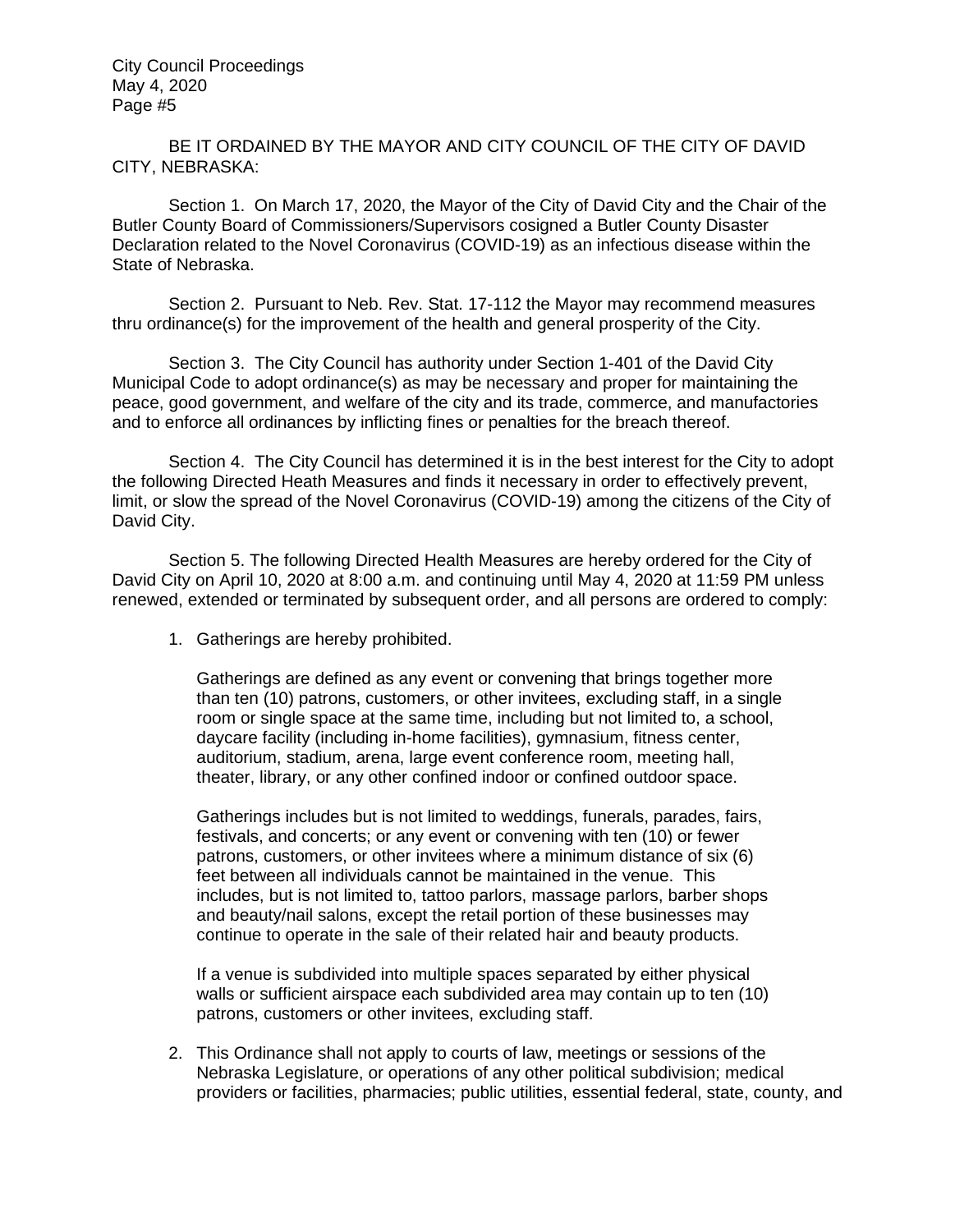BE IT ORDAINED BY THE MAYOR AND CITY COUNCIL OF THE CITY OF DAVID CITY, NEBRASKA:

Section 1. On March 17, 2020, the Mayor of the City of David City and the Chair of the Butler County Board of Commissioners/Supervisors cosigned a Butler County Disaster Declaration related to the Novel Coronavirus (COVID-19) as an infectious disease within the State of Nebraska.

Section 2. Pursuant to Neb. Rev. Stat. 17-112 the Mayor may recommend measures thru ordinance(s) for the improvement of the health and general prosperity of the City.

Section 3. The City Council has authority under Section 1-401 of the David City Municipal Code to adopt ordinance(s) as may be necessary and proper for maintaining the peace, good government, and welfare of the city and its trade, commerce, and manufactories and to enforce all ordinances by inflicting fines or penalties for the breach thereof.

Section 4. The City Council has determined it is in the best interest for the City to adopt the following Directed Heath Measures and finds it necessary in order to effectively prevent, limit, or slow the spread of the Novel Coronavirus (COVID-19) among the citizens of the City of David City.

Section 5. The following Directed Health Measures are hereby ordered for the City of David City on April 10, 2020 at 8:00 a.m. and continuing until May 4, 2020 at 11:59 PM unless renewed, extended or terminated by subsequent order, and all persons are ordered to comply:

1. Gatherings are hereby prohibited.

   Gatherings are defined as any event or convening that brings together more than ten (10) patrons, customers, or other invitees, excluding staff, in a single room or single space at the same time, including but not limited to, a school, daycare facility (including in-home facilities), gymnasium, fitness center, auditorium, stadium, arena, large event conference room, meeting hall, theater, library, or any other confined indoor or confined outdoor space.

   Gatherings includes but is not limited to weddings, funerals, parades, fairs, festivals, and concerts; or any event or convening with ten (10) or fewer patrons, customers, or other invitees where a minimum distance of six (6) feet between all individuals cannot be maintained in the venue. This includes, but is not limited to, tattoo parlors, massage parlors, barber shops and beauty/nail salons, except the retail portion of these businesses may continue to operate in the sale of their related hair and beauty products.

   If a venue is subdivided into multiple spaces separated by either physical walls or sufficient airspace each subdivided area may contain up to ten (10) patrons, customers or other invitees, excluding staff.

2. This Ordinance shall not apply to courts of law, meetings or sessions of the Nebraska Legislature, or operations of any other political subdivision; medical providers or facilities, pharmacies; public utilities, essential federal, state, county, and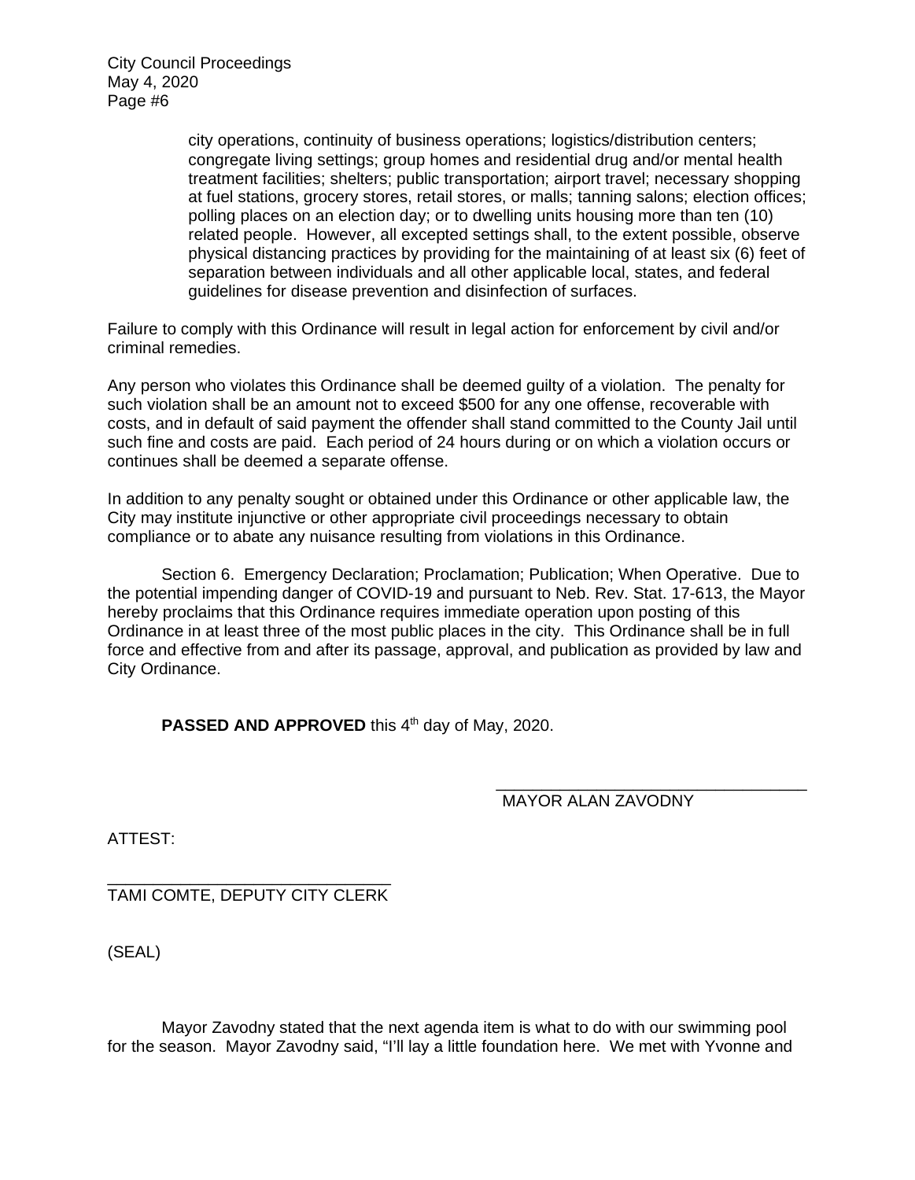city operations, continuity of business operations; logistics/distribution centers; congregate living settings; group homes and residential drug and/or mental health treatment facilities; shelters; public transportation; airport travel; necessary shopping at fuel stations, grocery stores, retail stores, or malls; tanning salons; election offices; polling places on an election day; or to dwelling units housing more than ten (10) related people. However, all excepted settings shall, to the extent possible, observe physical distancing practices by providing for the maintaining of at least six (6) feet of separation between individuals and all other applicable local, states, and federal guidelines for disease prevention and disinfection of surfaces.

Failure to comply with this Ordinance will result in legal action for enforcement by civil and/or criminal remedies.

Any person who violates this Ordinance shall be deemed guilty of a violation. The penalty for such violation shall be an amount not to exceed $500 for any one offense, recoverable with costs, and in default of said payment the offender shall stand committed to the County Jail until such fine and costs are paid. Each period of 24 hours during or on which a violation occurs or continues shall be deemed a separate offense.

In addition to any penalty sought or obtained under this Ordinance or other applicable law, the City may institute injunctive or other appropriate civil proceedings necessary to obtain compliance or to abate any nuisance resulting from violations in this Ordinance.

Section 6. Emergency Declaration; Proclamation; Publication; When Operative. Due to the potential impending danger of COVID-19 and pursuant to Neb. Rev. Stat. 17-613, the Mayor hereby proclaims that this Ordinance requires immediate operation upon posting of this Ordinance in at least three of the most public places in the city. This Ordinance shall be in full force and effective from and after its passage, approval, and publication as provided by law and City Ordinance.

**PASSED AND APPROVED** this 4th day of May, 2020.

\_\_\_\_\_\_\_\_\_\_\_\_\_\_\_\_\_\_\_\_\_\_\_\_\_\_\_\_\_\_\_\_\_\_
MAYOR ALAN ZAVODNY

ATTEST:

\_\_\_\_\_\_\_\_\_\_\_\_\_\_\_\_\_\_\_\_\_\_\_\_\_\_\_\_\_\_\_\_\_\_
TAMI COMTE, DEPUTY CITY CLERK

(SEAL)

Mayor Zavodny stated that the next agenda item is what to do with our swimming pool for the season. Mayor Zavodny said, "I'll lay a little foundation here. We met with Yvonne and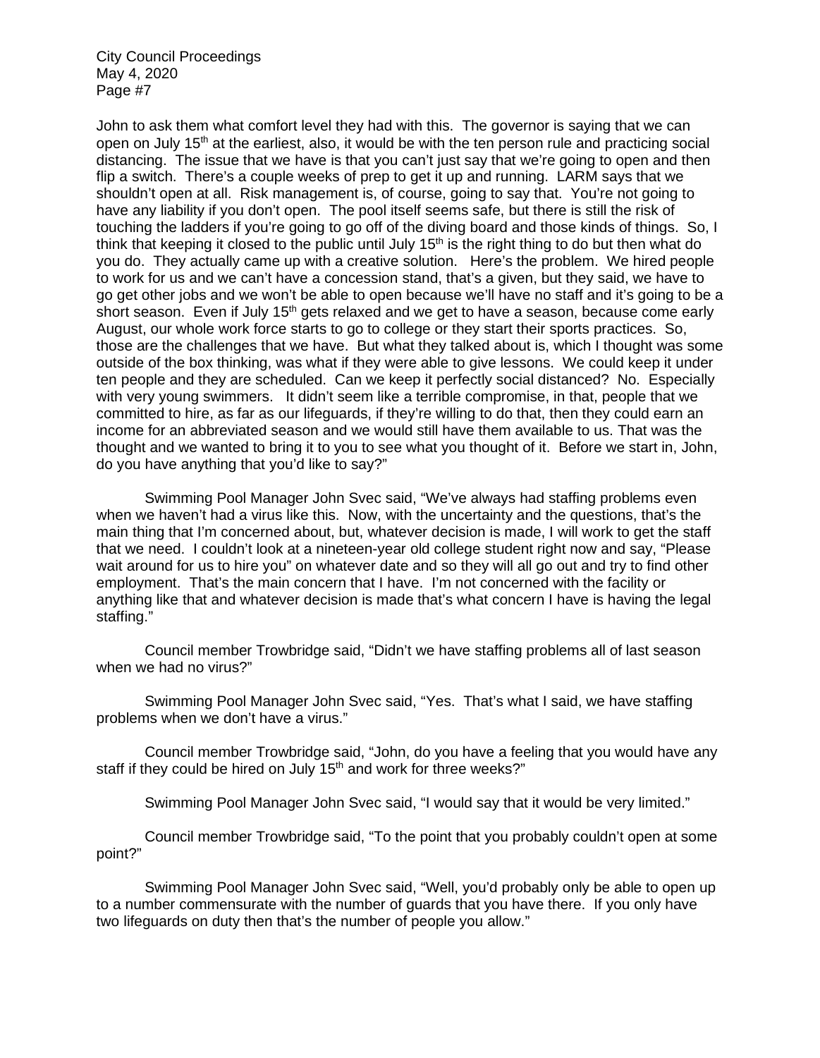John to ask them what comfort level they had with this. The governor is saying that we can open on July 15th at the earliest, also, it would be with the ten person rule and practicing social distancing. The issue that we have is that you can't just say that we're going to open and then flip a switch. There's a couple weeks of prep to get it up and running. LARM says that we shouldn't open at all. Risk management is, of course, going to say that. You're not going to have any liability if you don't open. The pool itself seems safe, but there is still the risk of touching the ladders if you're going to go off of the diving board and those kinds of things. So, I think that keeping it closed to the public until July 15th is the right thing to do but then what do you do. They actually came up with a creative solution. Here's the problem. We hired people to work for us and we can't have a concession stand, that's a given, but they said, we have to go get other jobs and we won't be able to open because we'll have no staff and it's going to be a short season. Even if July 15th gets relaxed and we get to have a season, because come early August, our whole work force starts to go to college or they start their sports practices. So, those are the challenges that we have. But what they talked about is, which I thought was some outside of the box thinking, was what if they were able to give lessons. We could keep it under ten people and they are scheduled. Can we keep it perfectly social distanced? No. Especially with very young swimmers. It didn't seem like a terrible compromise, in that, people that we committed to hire, as far as our lifeguards, if they're willing to do that, then they could earn an income for an abbreviated season and we would still have them available to us. That was the thought and we wanted to bring it to you to see what you thought of it. Before we start in, John, do you have anything that you'd like to say?"

Swimming Pool Manager John Svec said, "We've always had staffing problems even when we haven't had a virus like this. Now, with the uncertainty and the questions, that's the main thing that I'm concerned about, but, whatever decision is made, I will work to get the staff that we need. I couldn't look at a nineteen-year old college student right now and say, "Please wait around for us to hire you" on whatever date and so they will all go out and try to find other employment. That's the main concern that I have. I'm not concerned with the facility or anything like that and whatever decision is made that's what concern I have is having the legal staffing."

Council member Trowbridge said, "Didn't we have staffing problems all of last season when we had no virus?"

Swimming Pool Manager John Svec said, "Yes. That's what I said, we have staffing problems when we don't have a virus."

Council member Trowbridge said, "John, do you have a feeling that you would have any staff if they could be hired on July 15th and work for three weeks?"

Swimming Pool Manager John Svec said, "I would say that it would be very limited."

Council member Trowbridge said, "To the point that you probably couldn't open at some point?"

Swimming Pool Manager John Svec said, "Well, you'd probably only be able to open up to a number commensurate with the number of guards that you have there. If you only have two lifeguards on duty then that's the number of people you allow."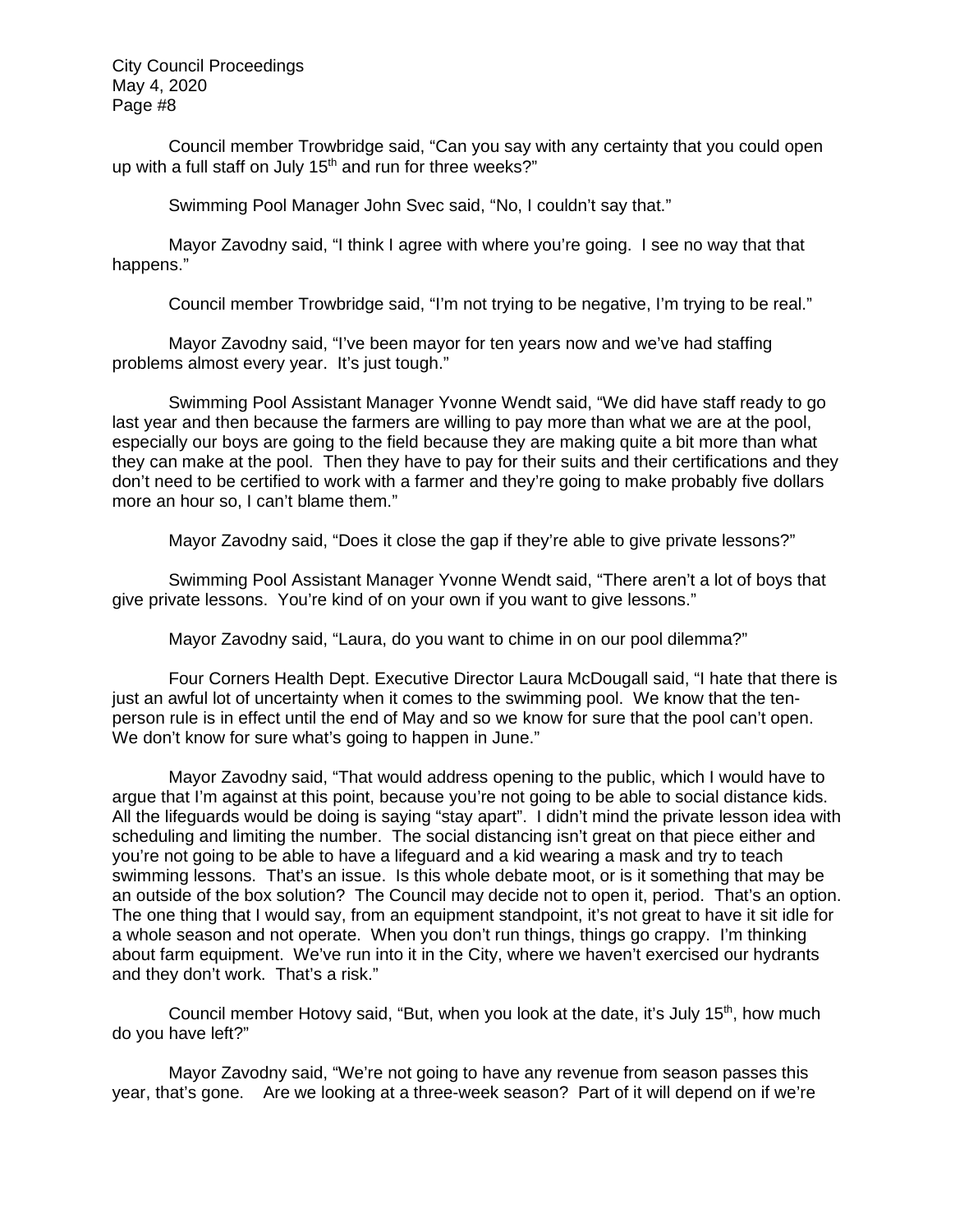Council member Trowbridge said, "Can you say with any certainty that you could open up with a full staff on July 15th and run for three weeks?"

Swimming Pool Manager John Svec said, "No, I couldn't say that."

Mayor Zavodny said, "I think I agree with where you're going. I see no way that that happens."

Council member Trowbridge said, "I'm not trying to be negative, I'm trying to be real."

Mayor Zavodny said, "I've been mayor for ten years now and we've had staffing problems almost every year. It's just tough."

Swimming Pool Assistant Manager Yvonne Wendt said, "We did have staff ready to go last year and then because the farmers are willing to pay more than what we are at the pool, especially our boys are going to the field because they are making quite a bit more than what they can make at the pool. Then they have to pay for their suits and their certifications and they don't need to be certified to work with a farmer and they're going to make probably five dollars more an hour so, I can't blame them."

Mayor Zavodny said, "Does it close the gap if they're able to give private lessons?"

Swimming Pool Assistant Manager Yvonne Wendt said, "There aren't a lot of boys that give private lessons. You're kind of on your own if you want to give lessons."

Mayor Zavodny said, "Laura, do you want to chime in on our pool dilemma?"

Four Corners Health Dept. Executive Director Laura McDougall said, "I hate that there is just an awful lot of uncertainty when it comes to the swimming pool. We know that the ten-person rule is in effect until the end of May and so we know for sure that the pool can't open. We don't know for sure what's going to happen in June."

Mayor Zavodny said, "That would address opening to the public, which I would have to argue that I'm against at this point, because you're not going to be able to social distance kids. All the lifeguards would be doing is saying "stay apart". I didn't mind the private lesson idea with scheduling and limiting the number. The social distancing isn't great on that piece either and you're not going to be able to have a lifeguard and a kid wearing a mask and try to teach swimming lessons. That's an issue. Is this whole debate moot, or is it something that may be an outside of the box solution? The Council may decide not to open it, period. That's an option. The one thing that I would say, from an equipment standpoint, it's not great to have it sit idle for a whole season and not operate. When you don't run things, things go crappy. I'm thinking about farm equipment. We've run into it in the City, where we haven't exercised our hydrants and they don't work. That's a risk."

Council member Hotovy said, "But, when you look at the date, it's July 15th, how much do you have left?"

Mayor Zavodny said, "We're not going to have any revenue from season passes this year, that's gone. Are we looking at a three-week season? Part of it will depend on if we're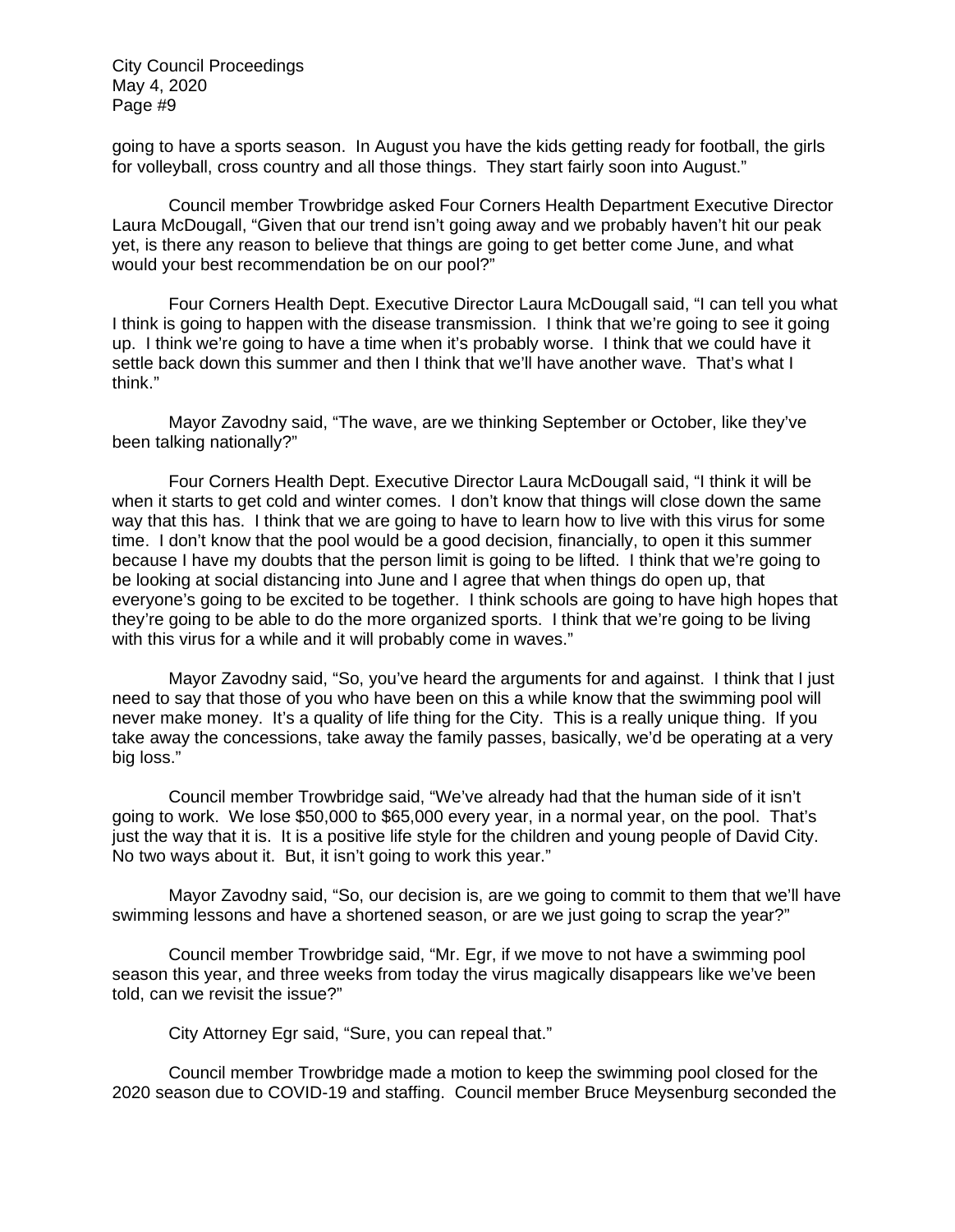going to have a sports season. In August you have the kids getting ready for football, the girls for volleyball, cross country and all those things. They start fairly soon into August."

Council member Trowbridge asked Four Corners Health Department Executive Director Laura McDougall, "Given that our trend isn't going away and we probably haven't hit our peak yet, is there any reason to believe that things are going to get better come June, and what would your best recommendation be on our pool?"

Four Corners Health Dept. Executive Director Laura McDougall said, "I can tell you what I think is going to happen with the disease transmission. I think that we're going to see it going up. I think we're going to have a time when it's probably worse. I think that we could have it settle back down this summer and then I think that we'll have another wave. That's what I think."

Mayor Zavodny said, "The wave, are we thinking September or October, like they've been talking nationally?"

Four Corners Health Dept. Executive Director Laura McDougall said, "I think it will be when it starts to get cold and winter comes. I don't know that things will close down the same way that this has. I think that we are going to have to learn how to live with this virus for some time. I don't know that the pool would be a good decision, financially, to open it this summer because I have my doubts that the person limit is going to be lifted. I think that we're going to be looking at social distancing into June and I agree that when things do open up, that everyone's going to be excited to be together. I think schools are going to have high hopes that they're going to be able to do the more organized sports. I think that we're going to be living with this virus for a while and it will probably come in waves."

Mayor Zavodny said, "So, you've heard the arguments for and against. I think that I just need to say that those of you who have been on this a while know that the swimming pool will never make money. It's a quality of life thing for the City. This is a really unique thing. If you take away the concessions, take away the family passes, basically, we'd be operating at a very big loss."

Council member Trowbridge said, "We've already had that the human side of it isn't going to work. We lose $50,000 to $65,000 every year, in a normal year, on the pool. That's just the way that it is. It is a positive life style for the children and young people of David City. No two ways about it. But, it isn't going to work this year."

Mayor Zavodny said, "So, our decision is, are we going to commit to them that we'll have swimming lessons and have a shortened season, or are we just going to scrap the year?"

Council member Trowbridge said, "Mr. Egr, if we move to not have a swimming pool season this year, and three weeks from today the virus magically disappears like we've been told, can we revisit the issue?"

City Attorney Egr said, "Sure, you can repeal that."

Council member Trowbridge made a motion to keep the swimming pool closed for the 2020 season due to COVID-19 and staffing. Council member Bruce Meysenburg seconded the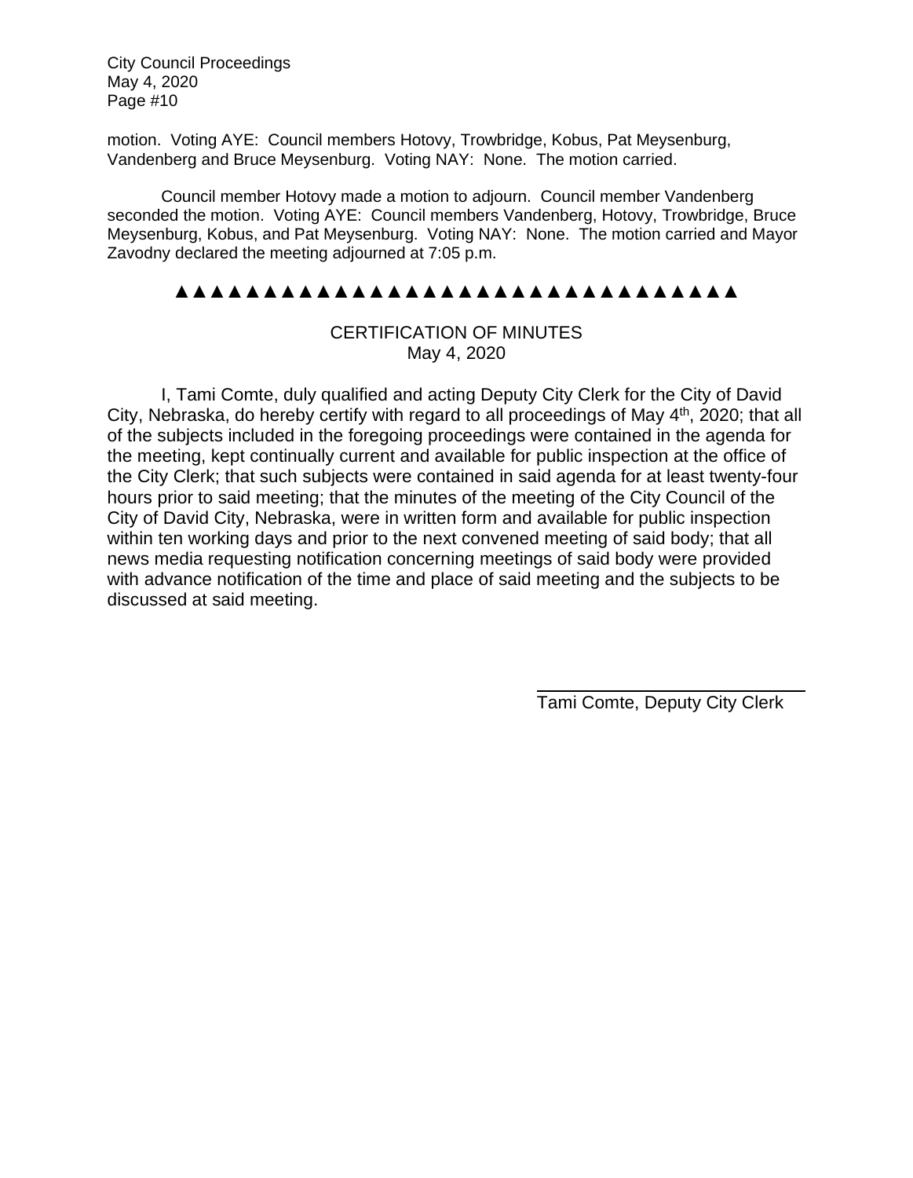motion. Voting AYE: Council members Hotovy, Trowbridge, Kobus, Pat Meysenburg, Vandenberg and Bruce Meysenburg. Voting NAY: None. The motion carried.

Council member Hotovy made a motion to adjourn. Council member Vandenberg seconded the motion. Voting AYE: Council members Vandenberg, Hotovy, Trowbridge, Bruce Meysenburg, Kobus, and Pat Meysenburg. Voting NAY: None. The motion carried and Mayor Zavodny declared the meeting adjourned at 7:05 p.m.

▲▲▲▲▲▲▲▲▲▲▲▲▲▲▲▲▲▲▲▲▲▲▲▲▲▲▲▲▲▲▲▲▲▲

## CERTIFICATION OF MINUTES
May 4, 2020

I, Tami Comte, duly qualified and acting Deputy City Clerk for the City of David City, Nebraska, do hereby certify with regard to all proceedings of May 4th, 2020; that all of the subjects included in the foregoing proceedings were contained in the agenda for the meeting, kept continually current and available for public inspection at the office of the City Clerk; that such subjects were contained in said agenda for at least twenty-four hours prior to said meeting; that the minutes of the meeting of the City Council of the City of David City, Nebraska, were in written form and available for public inspection within ten working days and prior to the next convened meeting of said body; that all news media requesting notification concerning meetings of said body were provided with advance notification of the time and place of said meeting and the subjects to be discussed at said meeting.

\_\_\_\_\_\_\_\_\_\_\_\_\_\_\_\_\_\_\_\_\_\_\_\_\_\_\_\_

Tami Comte, Deputy City Clerk